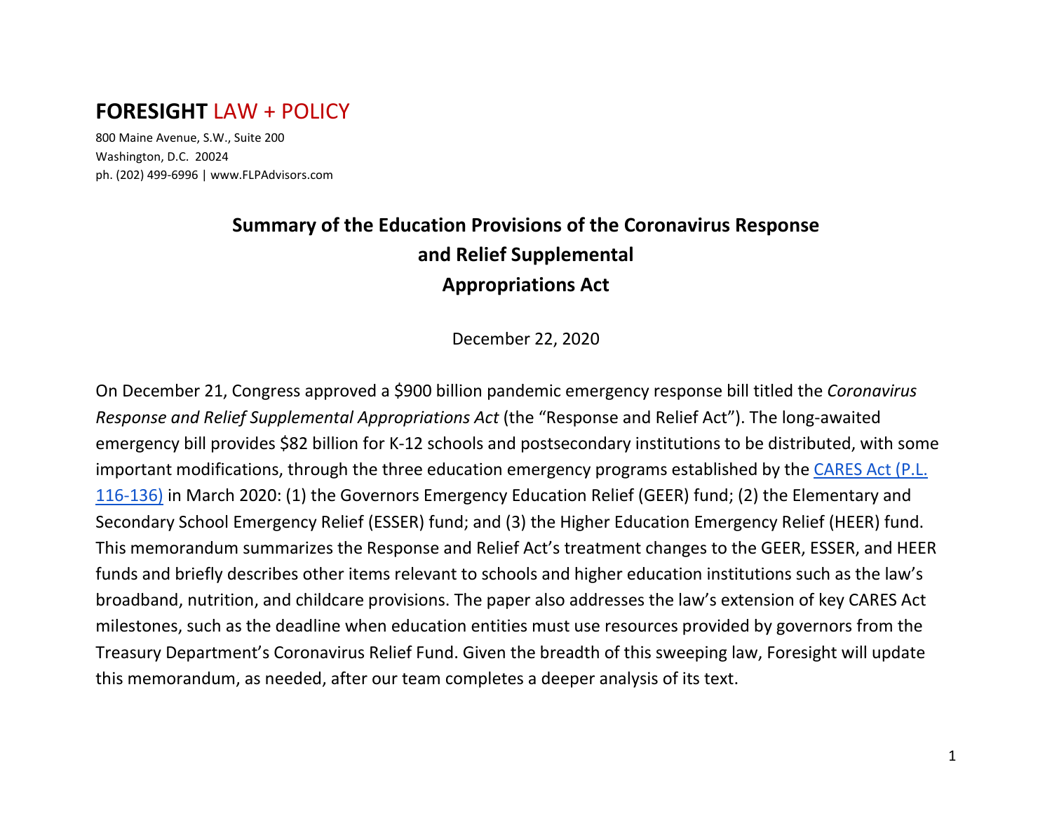**FORESIGHT** LAW + POLICY

800 Maine Avenue, S.W., Suite 200
Washington, D.C. 20024
ph. (202) 499-6996 | www.FLPAdvisors.com

# Summary of the Education Provisions of the Coronavirus Response and Relief Supplemental Appropriations Act

December 22, 2020

On December 21, Congress approved a $900 billion pandemic emergency response bill titled the *Coronavirus Response and Relief Supplemental Appropriations Act* (the "Response and Relief Act"). The long-awaited emergency bill provides $82 billion for K-12 schools and postsecondary institutions to be distributed, with some important modifications, through the three education emergency programs established by the [CARES Act (P.L. 116-136)](CARES Act (P.L. 116-136)) in March 2020: (1) the Governors Emergency Education Relief (GEER) fund; (2) the Elementary and Secondary School Emergency Relief (ESSER) fund; and (3) the Higher Education Emergency Relief (HEER) fund. This memorandum summarizes the Response and Relief Act's treatment changes to the GEER, ESSER, and HEER funds and briefly describes other items relevant to schools and higher education institutions such as the law's broadband, nutrition, and childcare provisions. The paper also addresses the law's extension of key CARES Act milestones, such as the deadline when education entities must use resources provided by governors from the Treasury Department's Coronavirus Relief Fund. Given the breadth of this sweeping law, Foresight will update this memorandum, as needed, after our team completes a deeper analysis of its text.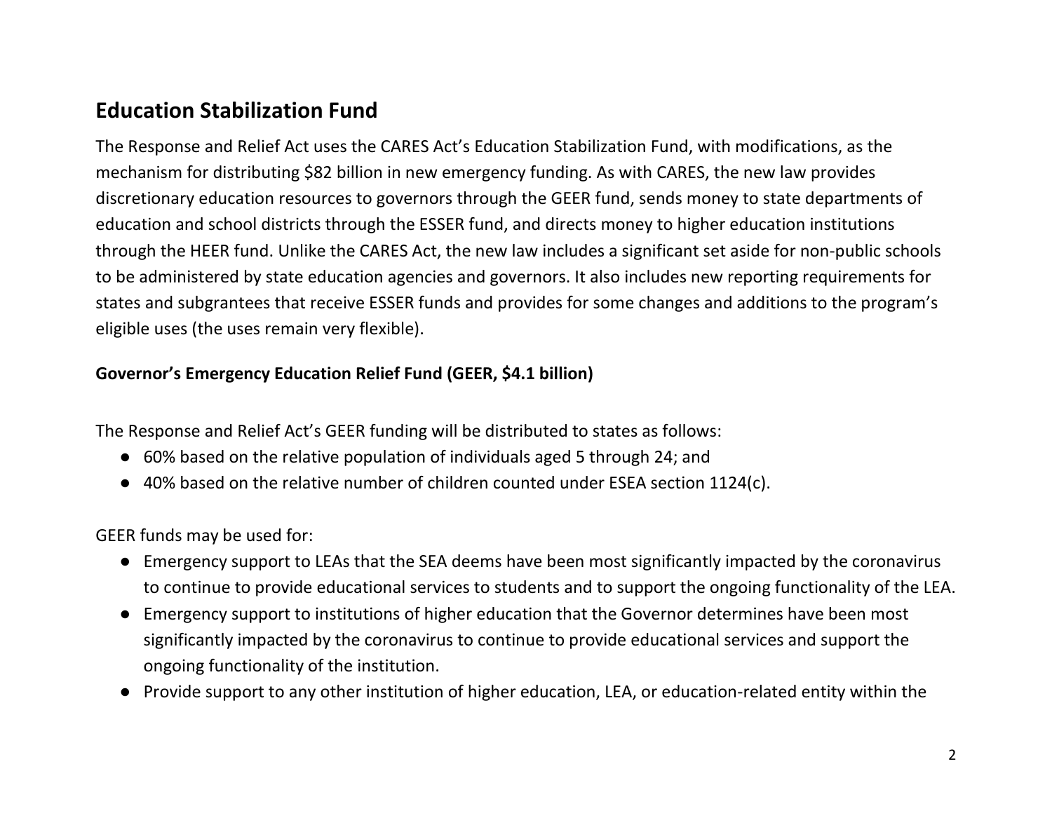## Education Stabilization Fund

The Response and Relief Act uses the CARES Act's Education Stabilization Fund, with modifications, as the mechanism for distributing $82 billion in new emergency funding. As with CARES, the new law provides discretionary education resources to governors through the GEER fund, sends money to state departments of education and school districts through the ESSER fund, and directs money to higher education institutions through the HEER fund. Unlike the CARES Act, the new law includes a significant set aside for non-public schools to be administered by state education agencies and governors. It also includes new reporting requirements for states and subgrantees that receive ESSER funds and provides for some changes and additions to the program's eligible uses (the uses remain very flexible).

**Governor's Emergency Education Relief Fund (GEER, $4.1 billion)**

The Response and Relief Act's GEER funding will be distributed to states as follows:

- 60% based on the relative population of individuals aged 5 through 24; and
- 40% based on the relative number of children counted under ESEA section 1124(c).

GEER funds may be used for:

- Emergency support to LEAs that the SEA deems have been most significantly impacted by the coronavirus to continue to provide educational services to students and to support the ongoing functionality of the LEA.
- Emergency support to institutions of higher education that the Governor determines have been most significantly impacted by the coronavirus to continue to provide educational services and support the ongoing functionality of the institution.
- Provide support to any other institution of higher education, LEA, or education-related entity within the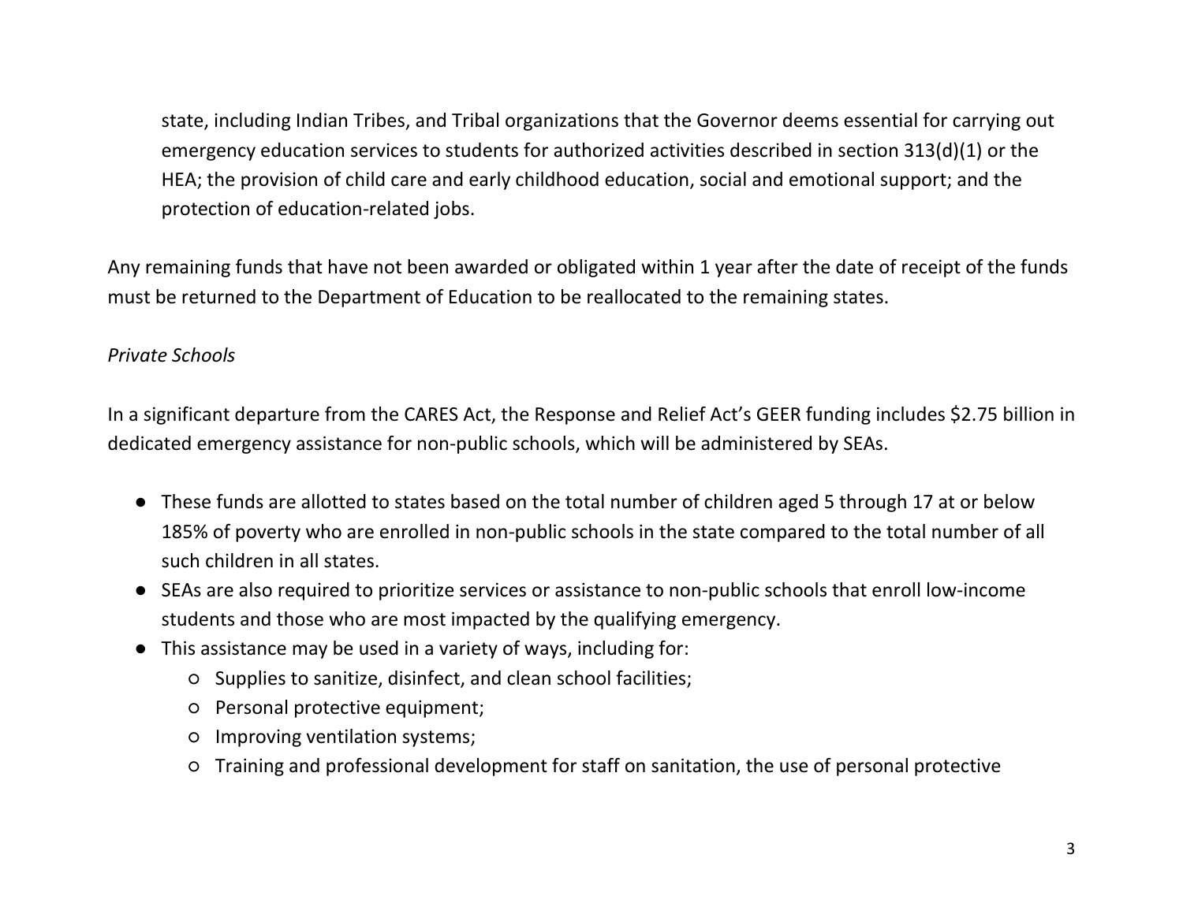state, including Indian Tribes, and Tribal organizations that the Governor deems essential for carrying out emergency education services to students for authorized activities described in section 313(d)(1) or the HEA; the provision of child care and early childhood education, social and emotional support; and the protection of education-related jobs.

Any remaining funds that have not been awarded or obligated within 1 year after the date of receipt of the funds must be returned to the Department of Education to be reallocated to the remaining states.

*Private Schools*

In a significant departure from the CARES Act, the Response and Relief Act's GEER funding includes $2.75 billion in dedicated emergency assistance for non-public schools, which will be administered by SEAs.

- These funds are allotted to states based on the total number of children aged 5 through 17 at or below 185% of poverty who are enrolled in non-public schools in the state compared to the total number of all such children in all states.
- SEAs are also required to prioritize services or assistance to non-public schools that enroll low-income students and those who are most impacted by the qualifying emergency.
- This assistance may be used in a variety of ways, including for:
    - Supplies to sanitize, disinfect, and clean school facilities;
    - Personal protective equipment;
    - Improving ventilation systems;
    - Training and professional development for staff on sanitation, the use of personal protective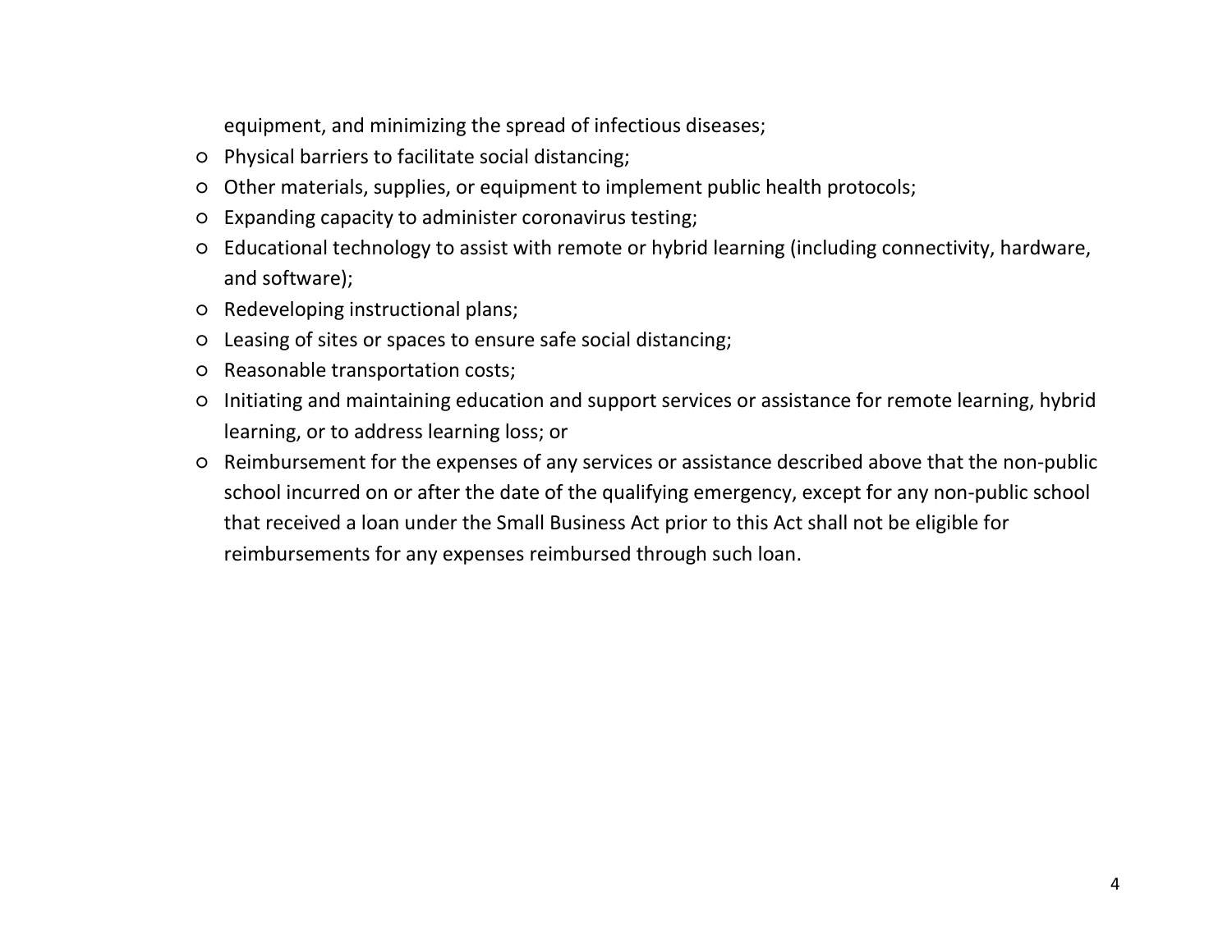equipment, and minimizing the spread of infectious diseases;

- Physical barriers to facilitate social distancing;
- Other materials, supplies, or equipment to implement public health protocols;
- Expanding capacity to administer coronavirus testing;
- Educational technology to assist with remote or hybrid learning (including connectivity, hardware, and software);
- Redeveloping instructional plans;
- Leasing of sites or spaces to ensure safe social distancing;
- Reasonable transportation costs;
- Initiating and maintaining education and support services or assistance for remote learning, hybrid learning, or to address learning loss; or
- Reimbursement for the expenses of any services or assistance described above that the non-public school incurred on or after the date of the qualifying emergency, except for any non-public school that received a loan under the Small Business Act prior to this Act shall not be eligible for reimbursements for any expenses reimbursed through such loan.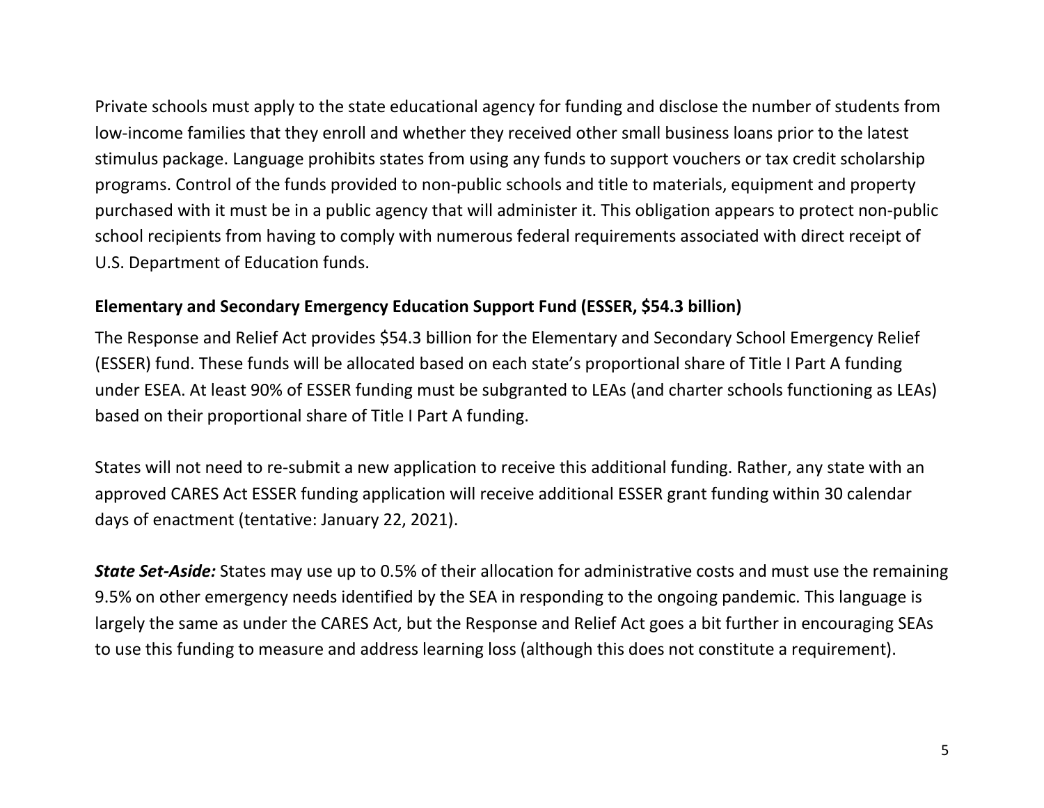Private schools must apply to the state educational agency for funding and disclose the number of students from low-income families that they enroll and whether they received other small business loans prior to the latest stimulus package. Language prohibits states from using any funds to support vouchers or tax credit scholarship programs. Control of the funds provided to non-public schools and title to materials, equipment and property purchased with it must be in a public agency that will administer it. This obligation appears to protect non-public school recipients from having to comply with numerous federal requirements associated with direct receipt of U.S. Department of Education funds.

**Elementary and Secondary Emergency Education Support Fund (ESSER, $54.3 billion)**

The Response and Relief Act provides $54.3 billion for the Elementary and Secondary School Emergency Relief (ESSER) fund. These funds will be allocated based on each state's proportional share of Title I Part A funding under ESEA. At least 90% of ESSER funding must be subgranted to LEAs (and charter schools functioning as LEAs) based on their proportional share of Title I Part A funding.

States will not need to re-submit a new application to receive this additional funding. Rather, any state with an approved CARES Act ESSER funding application will receive additional ESSER grant funding within 30 calendar days of enactment (tentative: January 22, 2021).

***State Set-Aside:*** States may use up to 0.5% of their allocation for administrative costs and must use the remaining 9.5% on other emergency needs identified by the SEA in responding to the ongoing pandemic. This language is largely the same as under the CARES Act, but the Response and Relief Act goes a bit further in encouraging SEAs to use this funding to measure and address learning loss (although this does not constitute a requirement).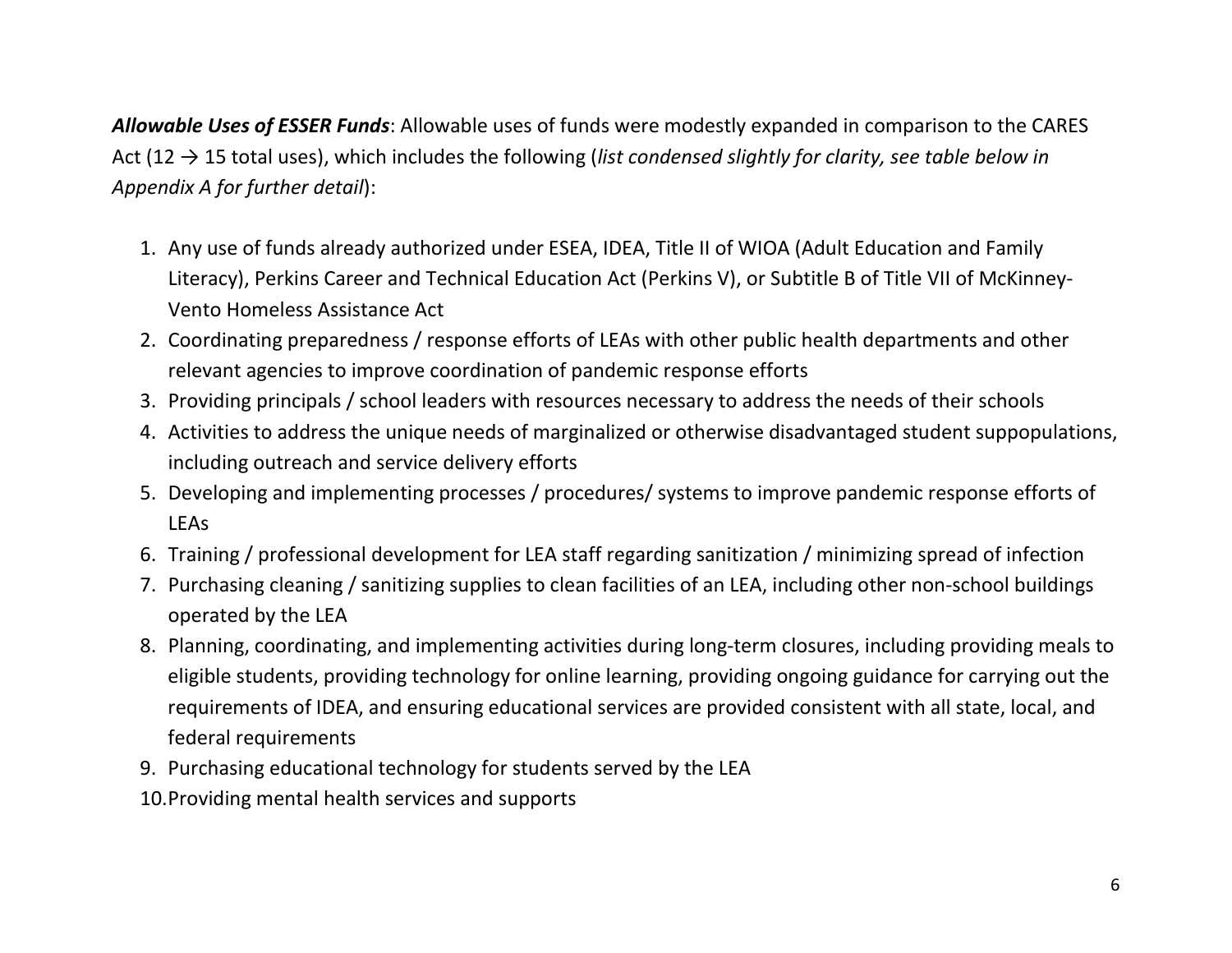***Allowable Uses of ESSER Funds***: Allowable uses of funds were modestly expanded in comparison to the CARES Act (12 → 15 total uses), which includes the following (*list condensed slightly for clarity, see table below in Appendix A for further detail*):

1. Any use of funds already authorized under ESEA, IDEA, Title II of WIOA (Adult Education and Family Literacy), Perkins Career and Technical Education Act (Perkins V), or Subtitle B of Title VII of McKinney-Vento Homeless Assistance Act
2. Coordinating preparedness / response efforts of LEAs with other public health departments and other relevant agencies to improve coordination of pandemic response efforts
3. Providing principals / school leaders with resources necessary to address the needs of their schools
4. Activities to address the unique needs of marginalized or otherwise disadvantaged student suppopulations, including outreach and service delivery efforts
5. Developing and implementing processes / procedures/ systems to improve pandemic response efforts of LEAs
6. Training / professional development for LEA staff regarding sanitization / minimizing spread of infection
7. Purchasing cleaning / sanitizing supplies to clean facilities of an LEA, including other non-school buildings operated by the LEA
8. Planning, coordinating, and implementing activities during long-term closures, including providing meals to eligible students, providing technology for online learning, providing ongoing guidance for carrying out the requirements of IDEA, and ensuring educational services are provided consistent with all state, local, and federal requirements
9. Purchasing educational technology for students served by the LEA
10. Providing mental health services and supports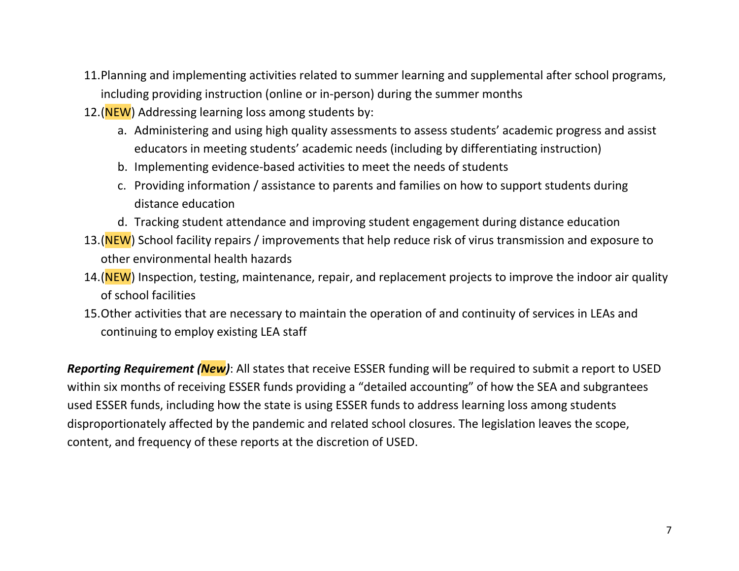11. Planning and implementing activities related to summer learning and supplemental after school programs, including providing instruction (online or in-person) during the summer months
12. (NEW) Addressing learning loss among students by:
    a. Administering and using high quality assessments to assess students' academic progress and assist educators in meeting students' academic needs (including by differentiating instruction)
    b. Implementing evidence-based activities to meet the needs of students
    c. Providing information / assistance to parents and families on how to support students during distance education
    d. Tracking student attendance and improving student engagement during distance education
13. (NEW) School facility repairs / improvements that help reduce risk of virus transmission and exposure to other environmental health hazards
14. (NEW) Inspection, testing, maintenance, repair, and replacement projects to improve the indoor air quality of school facilities
15. Other activities that are necessary to maintain the operation of and continuity of services in LEAs and continuing to employ existing LEA staff

***Reporting Requirement (New)***: All states that receive ESSER funding will be required to submit a report to USED within six months of receiving ESSER funds providing a "detailed accounting" of how the SEA and subgrantees used ESSER funds, including how the state is using ESSER funds to address learning loss among students disproportionately affected by the pandemic and related school closures. The legislation leaves the scope, content, and frequency of these reports at the discretion of USED.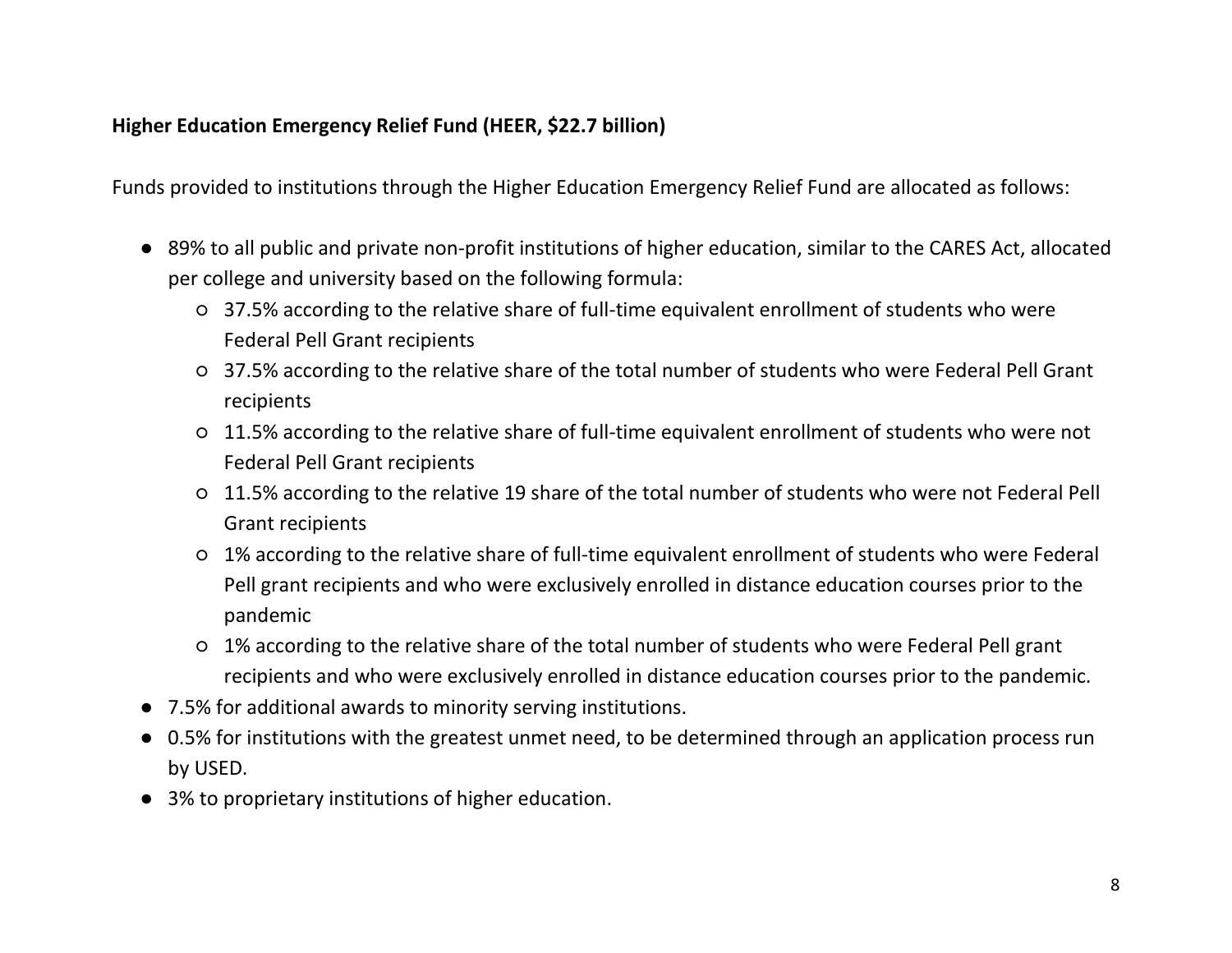**Higher Education Emergency Relief Fund (HEER, $22.7 billion)**

Funds provided to institutions through the Higher Education Emergency Relief Fund are allocated as follows:

- 89% to all public and private non-profit institutions of higher education, similar to the CARES Act, allocated per college and university based on the following formula:
    - 37.5% according to the relative share of full-time equivalent enrollment of students who were Federal Pell Grant recipients
    - 37.5% according to the relative share of the total number of students who were Federal Pell Grant recipients
    - 11.5% according to the relative share of full-time equivalent enrollment of students who were not Federal Pell Grant recipients
    - 11.5% according to the relative 19 share of the total number of students who were not Federal Pell Grant recipients
    - 1% according to the relative share of full-time equivalent enrollment of students who were Federal Pell grant recipients and who were exclusively enrolled in distance education courses prior to the pandemic
    - 1% according to the relative share of the total number of students who were Federal Pell grant recipients and who were exclusively enrolled in distance education courses prior to the pandemic.
- 7.5% for additional awards to minority serving institutions.
- 0.5% for institutions with the greatest unmet need, to be determined through an application process run by USED.
- 3% to proprietary institutions of higher education.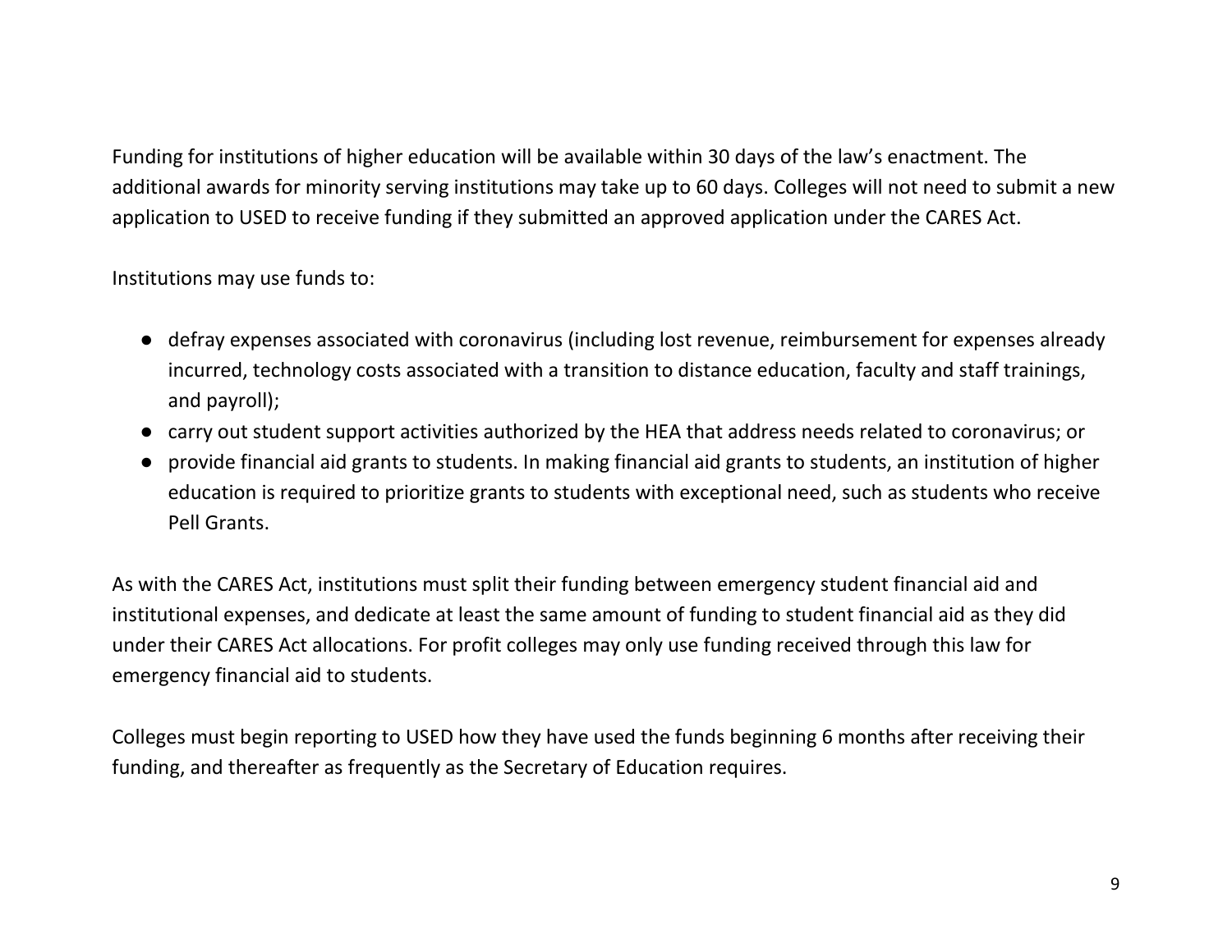Funding for institutions of higher education will be available within 30 days of the law's enactment. The additional awards for minority serving institutions may take up to 60 days. Colleges will not need to submit a new application to USED to receive funding if they submitted an approved application under the CARES Act.

Institutions may use funds to:

- defray expenses associated with coronavirus (including lost revenue, reimbursement for expenses already incurred, technology costs associated with a transition to distance education, faculty and staff trainings, and payroll);
- carry out student support activities authorized by the HEA that address needs related to coronavirus; or
- provide financial aid grants to students. In making financial aid grants to students, an institution of higher education is required to prioritize grants to students with exceptional need, such as students who receive Pell Grants.

As with the CARES Act, institutions must split their funding between emergency student financial aid and institutional expenses, and dedicate at least the same amount of funding to student financial aid as they did under their CARES Act allocations. For profit colleges may only use funding received through this law for emergency financial aid to students.

Colleges must begin reporting to USED how they have used the funds beginning 6 months after receiving their funding, and thereafter as frequently as the Secretary of Education requires.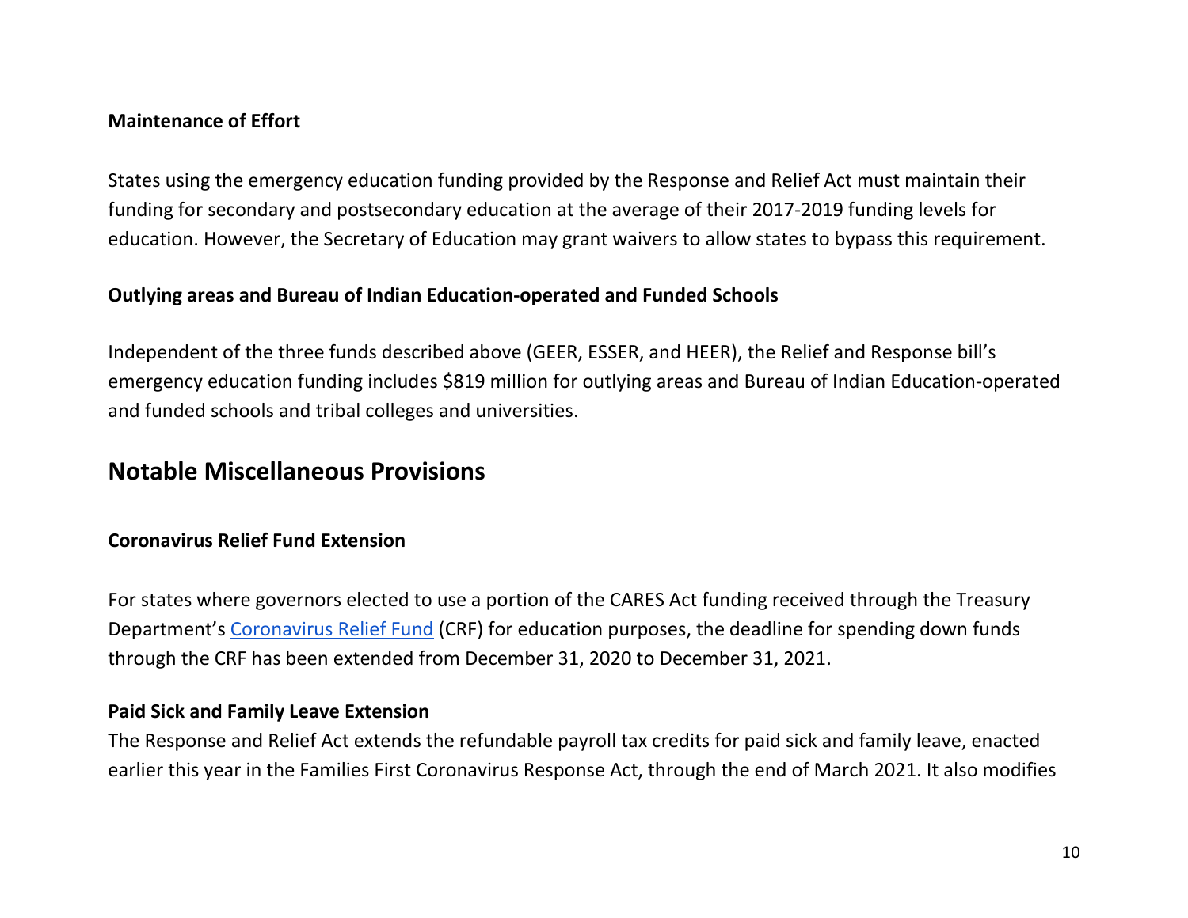### Maintenance of Effort

States using the emergency education funding provided by the Response and Relief Act must maintain their funding for secondary and postsecondary education at the average of their 2017-2019 funding levels for education. However, the Secretary of Education may grant waivers to allow states to bypass this requirement.

### Outlying areas and Bureau of Indian Education-operated and Funded Schools

Independent of the three funds described above (GEER, ESSER, and HEER), the Relief and Response bill's emergency education funding includes $819 million for outlying areas and Bureau of Indian Education-operated and funded schools and tribal colleges and universities.

## Notable Miscellaneous Provisions

### Coronavirus Relief Fund Extension

For states where governors elected to use a portion of the CARES Act funding received through the Treasury Department's Coronavirus Relief Fund (CRF) for education purposes, the deadline for spending down funds through the CRF has been extended from December 31, 2020 to December 31, 2021.

### Paid Sick and Family Leave Extension

The Response and Relief Act extends the refundable payroll tax credits for paid sick and family leave, enacted earlier this year in the Families First Coronavirus Response Act, through the end of March 2021. It also modifies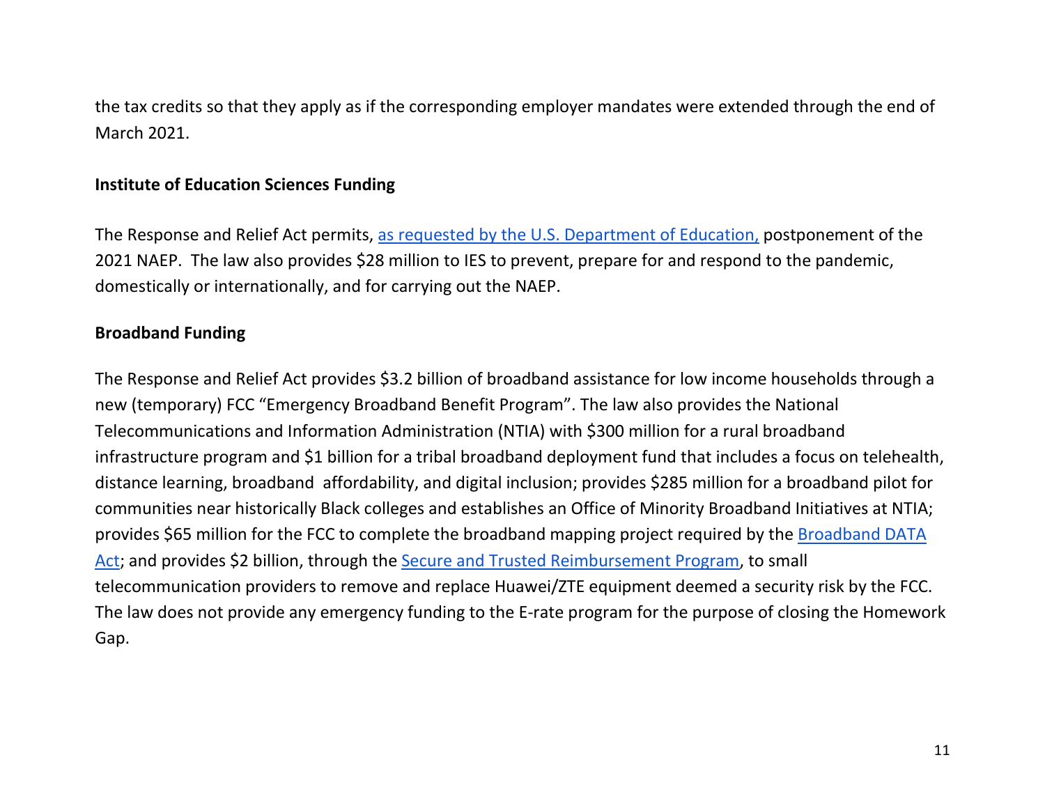the tax credits so that they apply as if the corresponding employer mandates were extended through the end of March 2021.

**Institute of Education Sciences Funding**

The Response and Relief Act permits, as requested by the U.S. Department of Education, postponement of the 2021 NAEP. The law also provides $28 million to IES to prevent, prepare for and respond to the pandemic, domestically or internationally, and for carrying out the NAEP.

**Broadband Funding**

The Response and Relief Act provides $3.2 billion of broadband assistance for low income households through a new (temporary) FCC "Emergency Broadband Benefit Program". The law also provides the National Telecommunications and Information Administration (NTIA) with $300 million for a rural broadband infrastructure program and $1 billion for a tribal broadband deployment fund that includes a focus on telehealth, distance learning, broadband affordability, and digital inclusion; provides $285 million for a broadband pilot for communities near historically Black colleges and establishes an Office of Minority Broadband Initiatives at NTIA; provides $65 million for the FCC to complete the broadband mapping project required by the Broadband DATA Act; and provides $2 billion, through the Secure and Trusted Reimbursement Program, to small telecommunication providers to remove and replace Huawei/ZTE equipment deemed a security risk by the FCC. The law does not provide any emergency funding to the E-rate program for the purpose of closing the Homework Gap.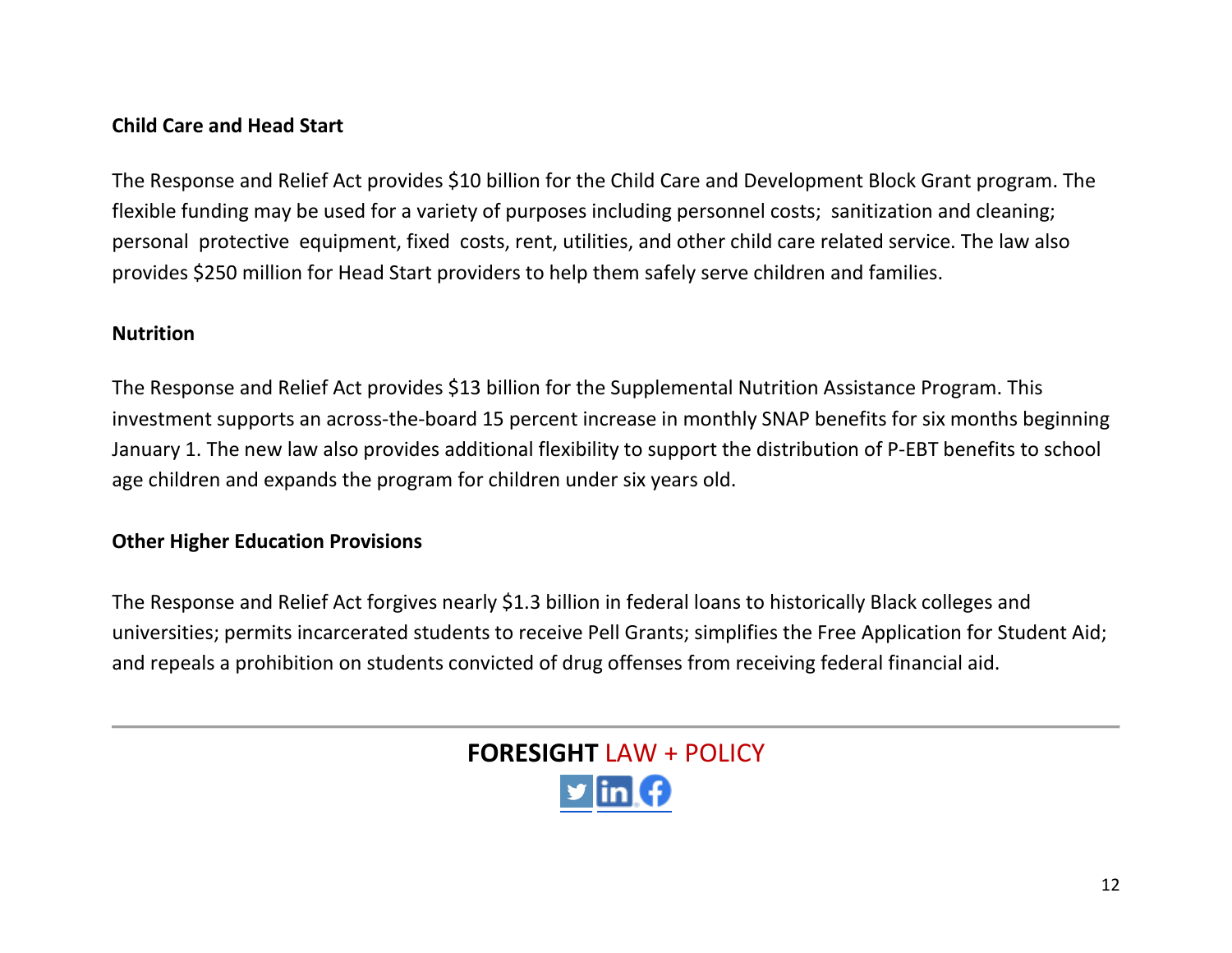**Child Care and Head Start**

The Response and Relief Act provides $10 billion for the Child Care and Development Block Grant program. The flexible funding may be used for a variety of purposes including personnel costs; sanitization and cleaning; personal protective equipment, fixed costs, rent, utilities, and other child care related service. The law also provides $250 million for Head Start providers to help them safely serve children and families.

**Nutrition**

The Response and Relief Act provides $13 billion for the Supplemental Nutrition Assistance Program. This investment supports an across-the-board 15 percent increase in monthly SNAP benefits for six months beginning January 1. The new law also provides additional flexibility to support the distribution of P-EBT benefits to school age children and expands the program for children under six years old.

**Other Higher Education Provisions**

The Response and Relief Act forgives nearly $1.3 billion in federal loans to historically Black colleges and universities; permits incarcerated students to receive Pell Grants; simplifies the Free Application for Student Aid; and repeals a prohibition on students convicted of drug offenses from receiving federal financial aid.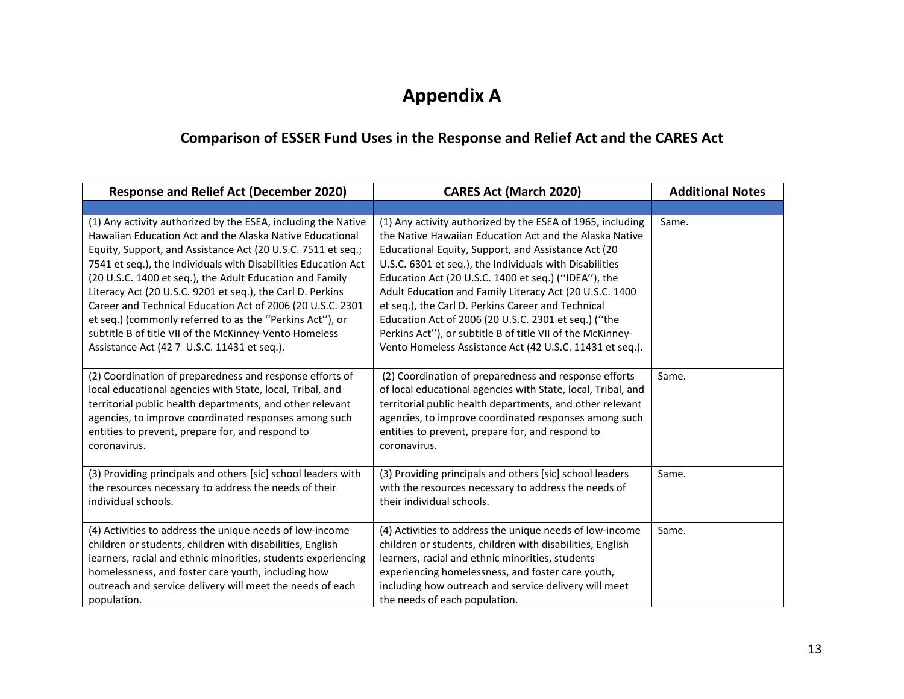# Appendix A

## Comparison of ESSER Fund Uses in the Response and Relief Act and the CARES Act

| Response and Relief Act (December 2020) | CARES Act (March 2020) | Additional Notes |
|---|---|---|
| | | |
| (1) Any activity authorized by the ESEA, including the Native Hawaiian Education Act and the Alaska Native Educational Equity, Support, and Assistance Act (20 U.S.C. 7511 et seq.; 7541 et seq.), the Individuals with Disabilities Education Act (20 U.S.C. 1400 et seq.), the Adult Education and Family Literacy Act (20 U.S.C. 9201 et seq.), the Carl D. Perkins Career and Technical Education Act of 2006 (20 U.S.C. 2301 et seq.) (commonly referred to as the ''Perkins Act''), or subtitle B of title VII of the McKinney-Vento Homeless Assistance Act (42 7 U.S.C. 11431 et seq.). | (1) Any activity authorized by the ESEA of 1965, including the Native Hawaiian Education Act and the Alaska Native Educational Equity, Support, and Assistance Act (20 U.S.C. 6301 et seq.), the Individuals with Disabilities Education Act (20 U.S.C. 1400 et seq.) (''IDEA''), the Adult Education and Family Literacy Act (20 U.S.C. 1400 et seq.), the Carl D. Perkins Career and Technical Education Act of 2006 (20 U.S.C. 2301 et seq.) (''the Perkins Act''), or subtitle B of title VII of the McKinney-Vento Homeless Assistance Act (42 U.S.C. 11431 et seq.). | Same. |
| (2) Coordination of preparedness and response efforts of local educational agencies with State, local, Tribal, and territorial public health departments, and other relevant agencies, to improve coordinated responses among such entities to prevent, prepare for, and respond to coronavirus. | (2) Coordination of preparedness and response efforts of local educational agencies with State, local, Tribal, and territorial public health departments, and other relevant agencies, to improve coordinated responses among such entities to prevent, prepare for, and respond to coronavirus. | Same. |
| (3) Providing principals and others [sic] school leaders with the resources necessary to address the needs of their individual schools. | (3) Providing principals and others [sic] school leaders with the resources necessary to address the needs of their individual schools. | Same. |
| (4) Activities to address the unique needs of low-income children or students, children with disabilities, English learners, racial and ethnic minorities, students experiencing homelessness, and foster care youth, including how outreach and service delivery will meet the needs of each population. | (4) Activities to address the unique needs of low-income children or students, children with disabilities, English learners, racial and ethnic minorities, students experiencing homelessness, and foster care youth, including how outreach and service delivery will meet the needs of each population. | Same. |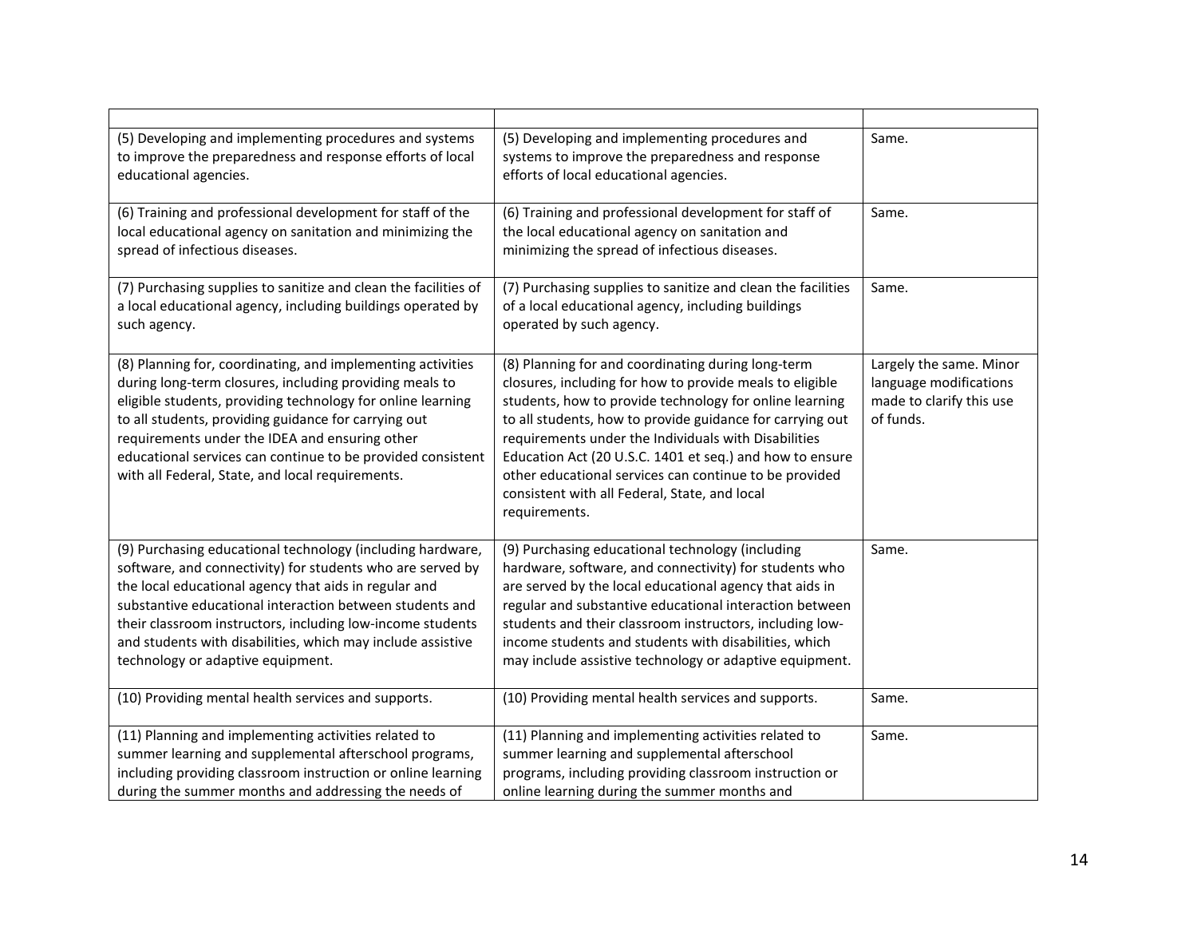| | | |
|---|---|---|
| (5) Developing and implementing procedures and systems to improve the preparedness and response efforts of local educational agencies. | (5) Developing and implementing procedures and systems to improve the preparedness and response efforts of local educational agencies. | Same. |
| (6) Training and professional development for staff of the local educational agency on sanitation and minimizing the spread of infectious diseases. | (6) Training and professional development for staff of the local educational agency on sanitation and minimizing the spread of infectious diseases. | Same. |
| (7) Purchasing supplies to sanitize and clean the facilities of a local educational agency, including buildings operated by such agency. | (7) Purchasing supplies to sanitize and clean the facilities of a local educational agency, including buildings operated by such agency. | Same. |
| (8) Planning for, coordinating, and implementing activities during long-term closures, including providing meals to eligible students, providing technology for online learning to all students, providing guidance for carrying out requirements under the IDEA and ensuring other educational services can continue to be provided consistent with all Federal, State, and local requirements. | (8) Planning for and coordinating during long-term closures, including for how to provide meals to eligible students, how to provide technology for online learning to all students, how to provide guidance for carrying out requirements under the Individuals with Disabilities Education Act (20 U.S.C. 1401 et seq.) and how to ensure other educational services can continue to be provided consistent with all Federal, State, and local requirements. | Largely the same. Minor language modifications made to clarify this use of funds. |
| (9) Purchasing educational technology (including hardware, software, and connectivity) for students who are served by the local educational agency that aids in regular and substantive educational interaction between students and their classroom instructors, including low-income students and students with disabilities, which may include assistive technology or adaptive equipment. | (9) Purchasing educational technology (including hardware, software, and connectivity) for students who are served by the local educational agency that aids in regular and substantive educational interaction between students and their classroom instructors, including low-income students and students with disabilities, which may include assistive technology or adaptive equipment. | Same. |
| (10) Providing mental health services and supports. | (10) Providing mental health services and supports. | Same. |
| (11) Planning and implementing activities related to summer learning and supplemental afterschool programs, including providing classroom instruction or online learning during the summer months and addressing the needs of | (11) Planning and implementing activities related to summer learning and supplemental afterschool programs, including providing classroom instruction or online learning during the summer months and | Same. |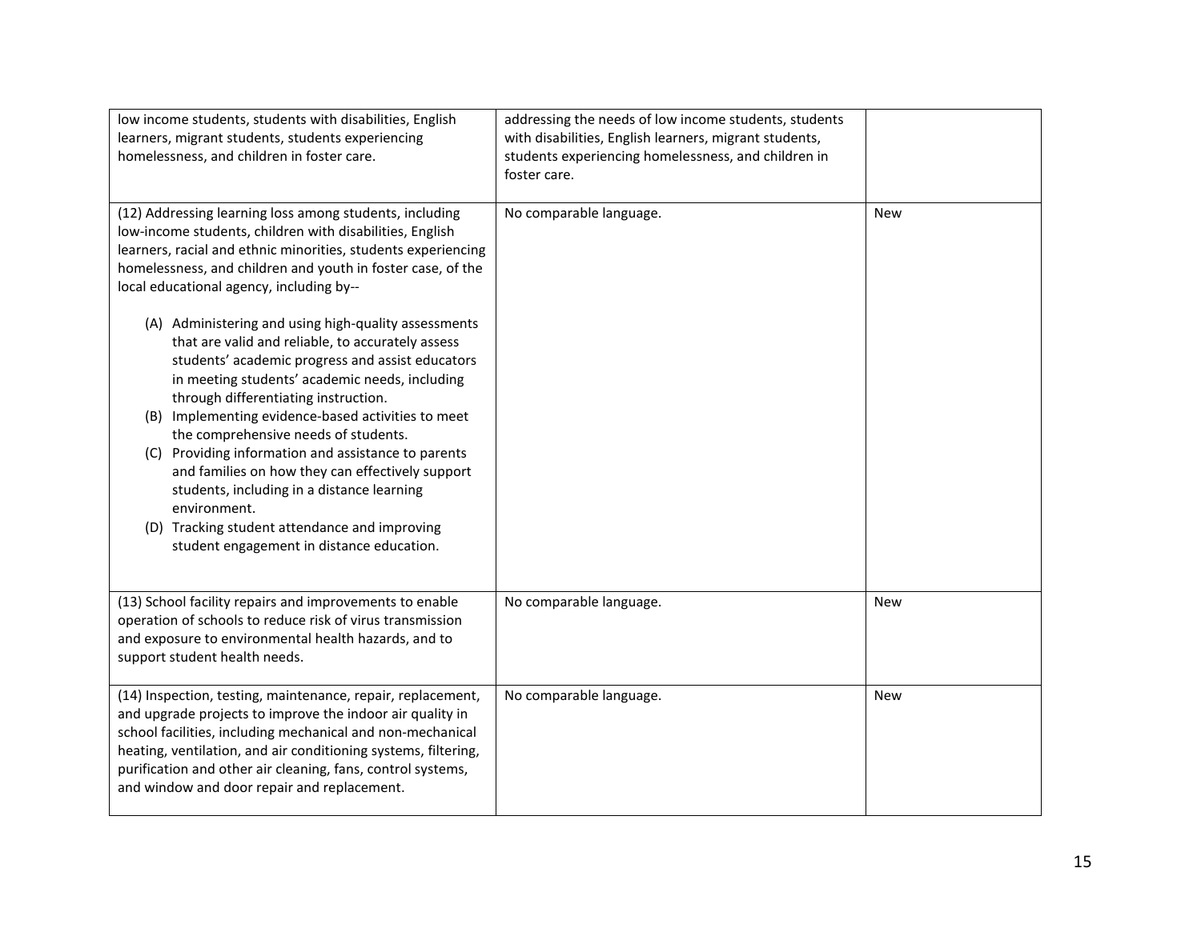| | | |
|---|---|---|
| low income students, students with disabilities, English learners, migrant students, students experiencing homelessness, and children in foster care. | addressing the needs of low income students, students with disabilities, English learners, migrant students, students experiencing homelessness, and children in foster care. | |
| (12) Addressing learning loss among students, including low-income students, children with disabilities, English learners, racial and ethnic minorities, students experiencing homelessness, and children and youth in foster case, of the local educational agency, including by--<br><br>(A) Administering and using high-quality assessments that are valid and reliable, to accurately assess students' academic progress and assist educators in meeting students' academic needs, including through differentiating instruction.<br>(B) Implementing evidence-based activities to meet the comprehensive needs of students.<br>(C) Providing information and assistance to parents and families on how they can effectively support students, including in a distance learning environment.<br>(D) Tracking student attendance and improving student engagement in distance education. | No comparable language. | New |
| (13) School facility repairs and improvements to enable operation of schools to reduce risk of virus transmission and exposure to environmental health hazards, and to support student health needs. | No comparable language. | New |
| (14) Inspection, testing, maintenance, repair, replacement, and upgrade projects to improve the indoor air quality in school facilities, including mechanical and non-mechanical heating, ventilation, and air conditioning systems, filtering, purification and other air cleaning, fans, control systems, and window and door repair and replacement. | No comparable language. | New |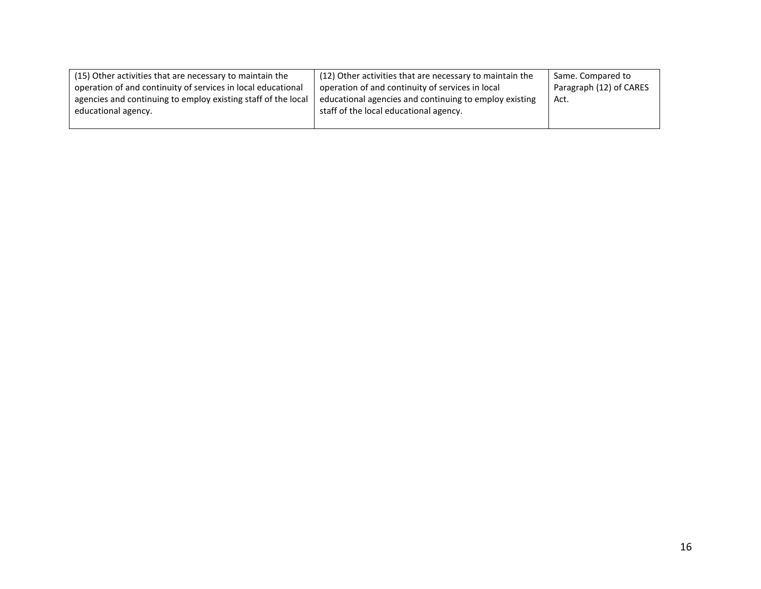| | | |
|---|---|---|
| (15) Other activities that are necessary to maintain the operation of and continuity of services in local educational agencies and continuing to employ existing staff of the local educational agency. | (12) Other activities that are necessary to maintain the operation of and continuity of services in local educational agencies and continuing to employ existing staff of the local educational agency. | Same. Compared to Paragraph (12) of CARES Act. |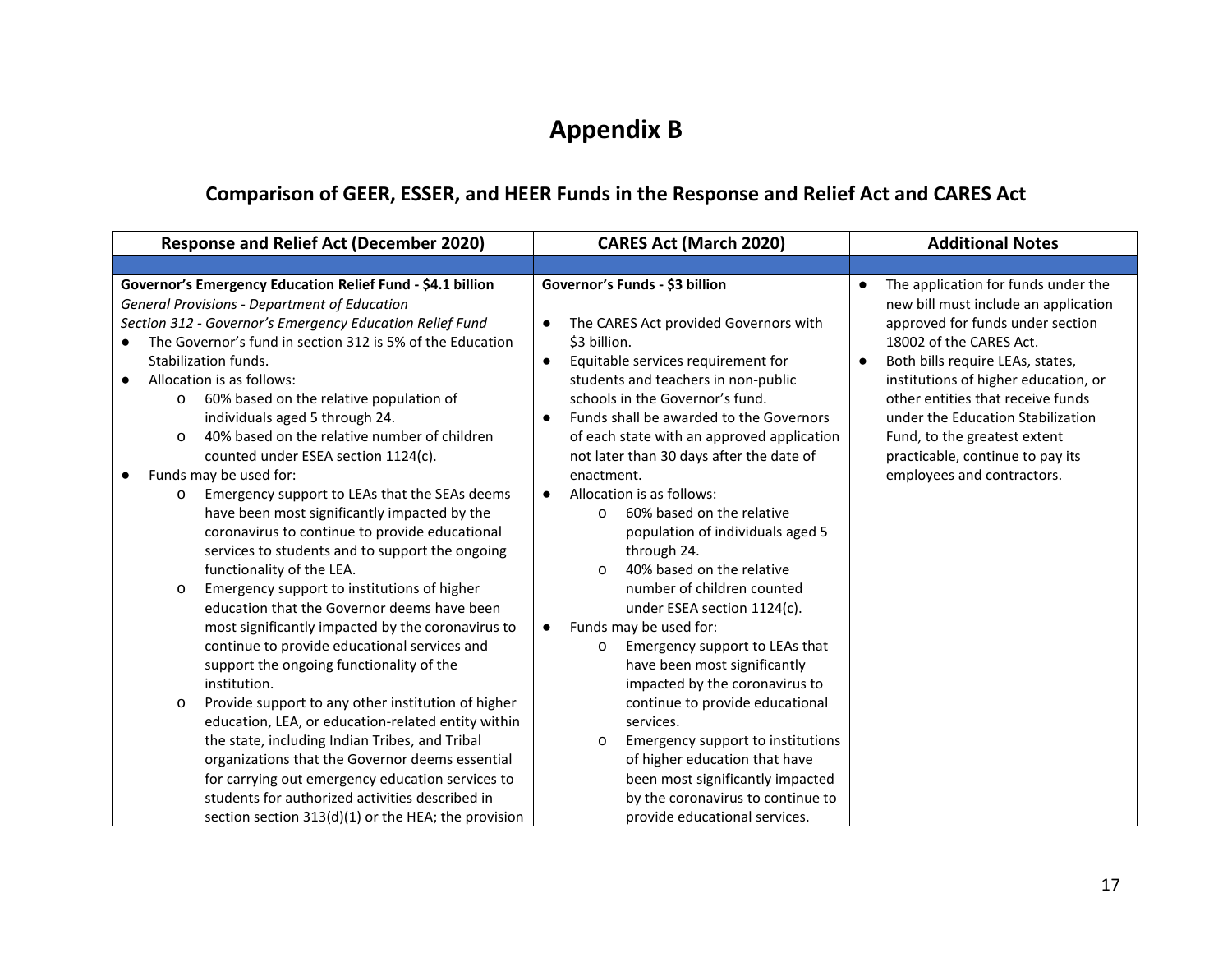# Appendix B

## Comparison of GEER, ESSER, and HEER Funds in the Response and Relief Act and CARES Act

| Response and Relief Act (December 2020) | CARES Act (March 2020) | Additional Notes |
|---|---|---|
| | | |
| **Governor's Emergency Education Relief Fund - \$4.1 billion**<br>*General Provisions - Department of Education*<br>*Section 312 - Governor's Emergency Education Relief Fund*<br>● The Governor's fund in section 312 is 5% of the Education Stabilization funds.<br>● Allocation is as follows:<br>o 60% based on the relative population of individuals aged 5 through 24.<br>o 40% based on the relative number of children counted under ESEA section 1124(c).<br>● Funds may be used for:<br>o Emergency support to LEAs that the SEAs deems have been most significantly impacted by the coronavirus to continue to provide educational services to students and to support the ongoing functionality of the LEA.<br>o Emergency support to institutions of higher education that the Governor deems have been most significantly impacted by the coronavirus to continue to provide educational services and support the ongoing functionality of the institution.<br>o Provide support to any other institution of higher education, LEA, or education-related entity within the state, including Indian Tribes, and Tribal organizations that the Governor deems essential for carrying out emergency education services to students for authorized activities described in section section 313(d)(1) or the HEA; the provision | **Governor's Funds - \$3 billion**<br><br>● The CARES Act provided Governors with \$3 billion.<br>● Equitable services requirement for students and teachers in non-public schools in the Governor's fund.<br>● Funds shall be awarded to the Governors of each state with an approved application not later than 30 days after the date of enactment.<br>● Allocation is as follows:<br>o 60% based on the relative population of individuals aged 5 through 24.<br>o 40% based on the relative number of children counted under ESEA section 1124(c).<br>● Funds may be used for:<br>o Emergency support to LEAs that have been most significantly impacted by the coronavirus to continue to provide educational services.<br>o Emergency support to institutions of higher education that have been most significantly impacted by the coronavirus to continue to provide educational services. | ● The application for funds under the new bill must include an application approved for funds under section 18002 of the CARES Act.<br>● Both bills require LEAs, states, institutions of higher education, or other entities that receive funds under the Education Stabilization Fund, to the greatest extent practicable, continue to pay its employees and contractors. |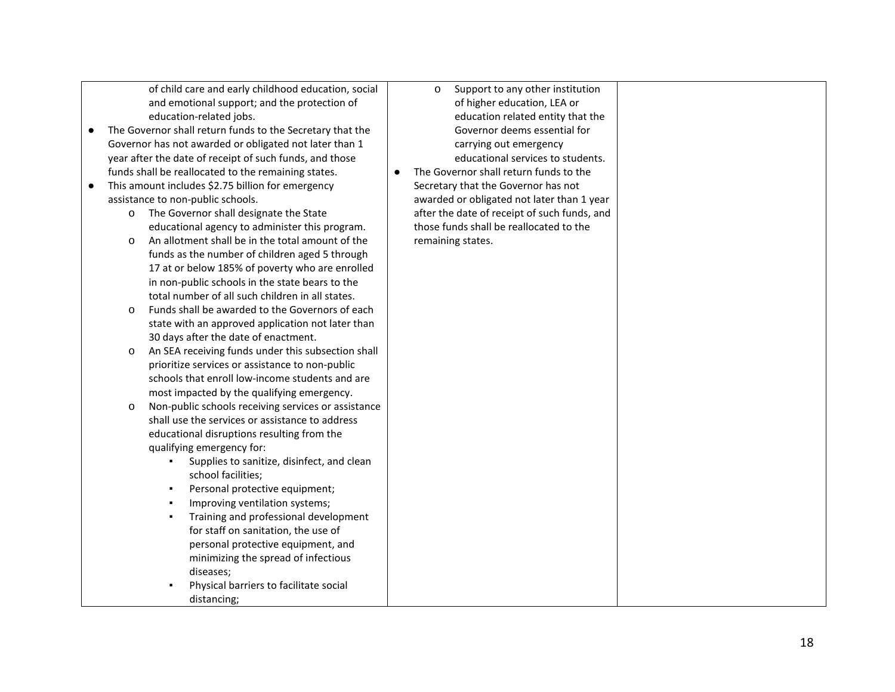| | | |
|---|---|---|
| of child care and early childhood education, social and emotional support; and the protection of education-related jobs.<br>● The Governor shall return funds to the Secretary that the Governor has not awarded or obligated not later than 1 year after the date of receipt of such funds, and those funds shall be reallocated to the remaining states.<br>● This amount includes $2.75 billion for emergency assistance to non-public schools.<br>  o The Governor shall designate the State educational agency to administer this program.<br>  o An allotment shall be in the total amount of the funds as the number of children aged 5 through 17 at or below 185% of poverty who are enrolled in non-public schools in the state bears to the total number of all such children in all states.<br>  o Funds shall be awarded to the Governors of each state with an approved application not later than 30 days after the date of enactment.<br>  o An SEA receiving funds under this subsection shall prioritize services or assistance to non-public schools that enroll low-income students and are most impacted by the qualifying emergency.<br>  o Non-public schools receiving services or assistance shall use the services or assistance to address educational disruptions resulting from the qualifying emergency for:<br>    ▪ Supplies to sanitize, disinfect, and clean school facilities;<br>    ▪ Personal protective equipment;<br>    ▪ Improving ventilation systems;<br>    ▪ Training and professional development for staff on sanitation, the use of personal protective equipment, and minimizing the spread of infectious diseases;<br>    ▪ Physical barriers to facilitate social distancing; | o Support to any other institution of higher education, LEA or education related entity that the Governor deems essential for carrying out emergency educational services to students.<br>● The Governor shall return funds to the Secretary that the Governor has not awarded or obligated not later than 1 year after the date of receipt of such funds, and those funds shall be reallocated to the remaining states. | |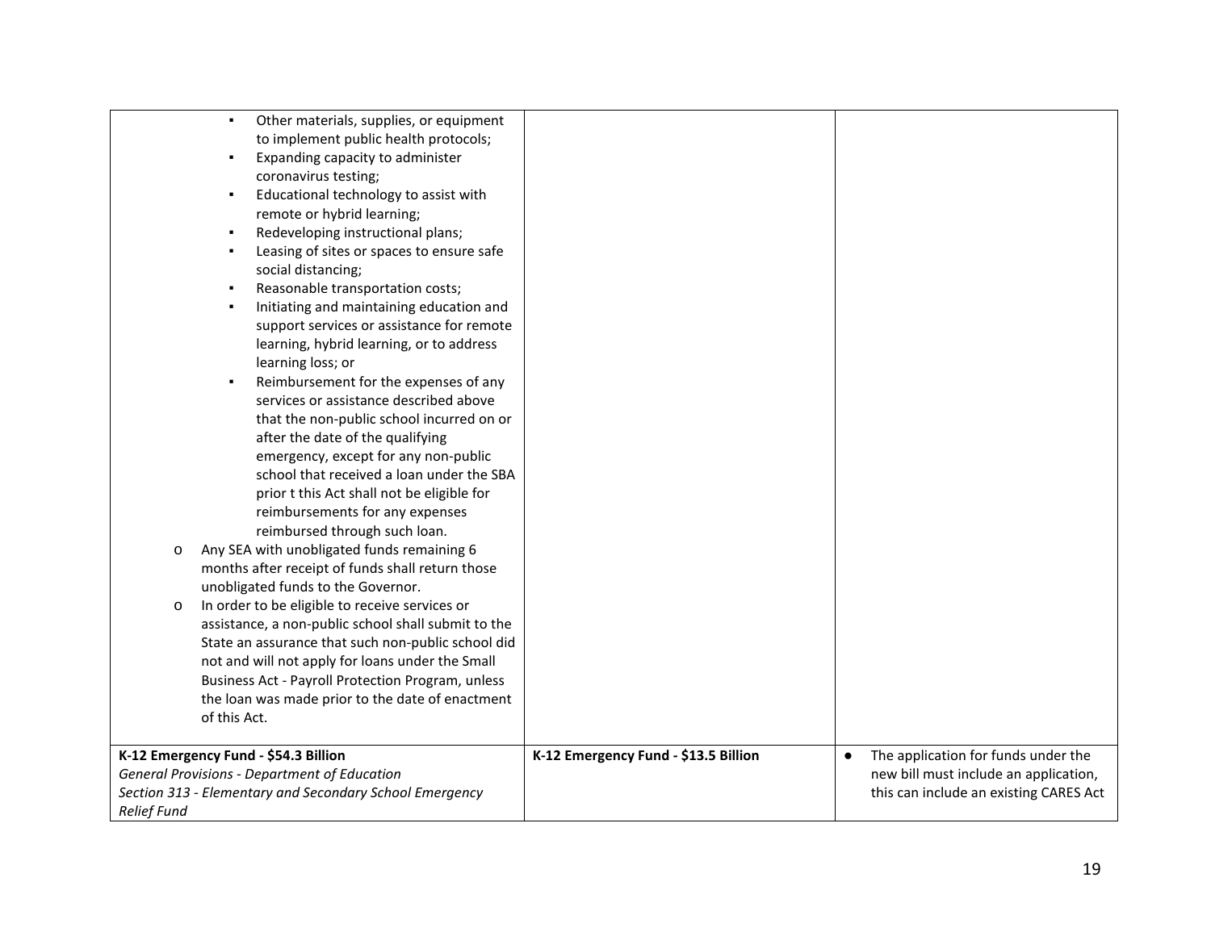| | | |
|---|---|---|
| ▪ Other materials, supplies, or equipment to implement public health protocols;<br>▪ Expanding capacity to administer coronavirus testing;<br>▪ Educational technology to assist with remote or hybrid learning;<br>▪ Redeveloping instructional plans;<br>▪ Leasing of sites or spaces to ensure safe social distancing;<br>▪ Reasonable transportation costs;<br>▪ Initiating and maintaining education and support services or assistance for remote learning, hybrid learning, or to address learning loss; or<br>▪ Reimbursement for the expenses of any services or assistance described above that the non-public school incurred on or after the date of the qualifying emergency, except for any non-public school that received a loan under the SBA prior t this Act shall not be eligible for reimbursements for any expenses reimbursed through such loan.<br>o Any SEA with unobligated funds remaining 6 months after receipt of funds shall return those unobligated funds to the Governor.<br>o In order to be eligible to receive services or assistance, a non-public school shall submit to the State an assurance that such non-public school did not and will not apply for loans under the Small Business Act - Payroll Protection Program, unless the loan was made prior to the date of enactment of this Act. | | |
| **K-12 Emergency Fund - $54.3 Billion**<br>*General Provisions - Department of Education*<br>*Section 313 - Elementary and Secondary School Emergency Relief Fund* | **K-12 Emergency Fund - $13.5 Billion** | ● The application for funds under the new bill must include an application, this can include an existing CARES Act |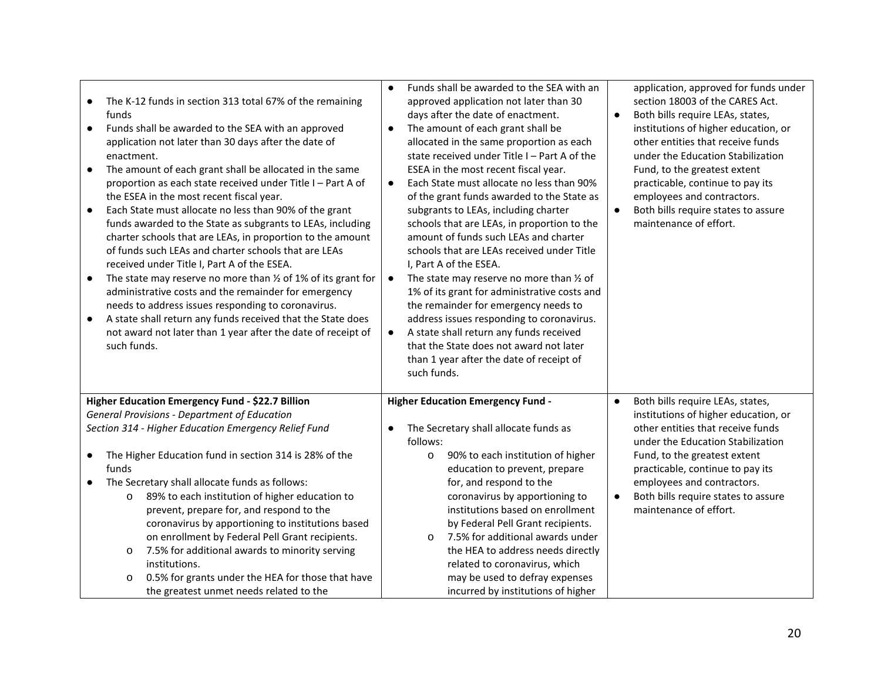| | | |
|---|---|---|
| ● The K-12 funds in section 313 total 67% of the remaining funds<br>● Funds shall be awarded to the SEA with an approved application not later than 30 days after the date of enactment.<br>● The amount of each grant shall be allocated in the same proportion as each state received under Title I – Part A of the ESEA in the most recent fiscal year.<br>● Each State must allocate no less than 90% of the grant funds awarded to the State as subgrants to LEAs, including charter schools that are LEAs, in proportion to the amount of funds such LEAs and charter schools that are LEAs received under Title I, Part A of the ESEA.<br>● The state may reserve no more than ½ of 1% of its grant for administrative costs and the remainder for emergency needs to address issues responding to coronavirus.<br>● A state shall return any funds received that the State does not award not later than 1 year after the date of receipt of such funds. | ● Funds shall be awarded to the SEA with an approved application not later than 30 days after the date of enactment.<br>● The amount of each grant shall be allocated in the same proportion as each state received under Title I – Part A of the ESEA in the most recent fiscal year.<br>● Each State must allocate no less than 90% of the grant funds awarded to the State as subgrants to LEAs, including charter schools that are LEAs, in proportion to the amount of funds such LEAs and charter schools that are LEAs received under Title I, Part A of the ESEA.<br>● The state may reserve no more than ½ of 1% of its grant for administrative costs and the remainder for emergency needs to address issues responding to coronavirus.<br>● A state shall return any funds received that the State does not award not later than 1 year after the date of receipt of such funds. | application, approved for funds under section 18003 of the CARES Act.<br>● Both bills require LEAs, states, institutions of higher education, or other entities that receive funds under the Education Stabilization Fund, to the greatest extent practicable, continue to pay its employees and contractors.<br>● Both bills require states to assure maintenance of effort. |
| **Higher Education Emergency Fund - $22.7 Billion**<br>*General Provisions - Department of Education*<br>*Section 314 - Higher Education Emergency Relief Fund*<br><br>● The Higher Education fund in section 314 is 28% of the funds<br>● The Secretary shall allocate funds as follows:<br>o 89% to each institution of higher education to prevent, prepare for, and respond to the coronavirus by apportioning to institutions based on enrollment by Federal Pell Grant recipients.<br>o 7.5% for additional awards to minority serving institutions.<br>o 0.5% for grants under the HEA for those that have the greatest unmet needs related to the | **Higher Education Emergency Fund -**<br><br>● The Secretary shall allocate funds as follows:<br>o 90% to each institution of higher education to prevent, prepare for, and respond to the coronavirus by apportioning to institutions based on enrollment by Federal Pell Grant recipients.<br>o 7.5% for additional awards under the HEA to address needs directly related to coronavirus, which may be used to defray expenses incurred by institutions of higher | ● Both bills require LEAs, states, institutions of higher education, or other entities that receive funds under the Education Stabilization Fund, to the greatest extent practicable, continue to pay its employees and contractors.<br>● Both bills require states to assure maintenance of effort. |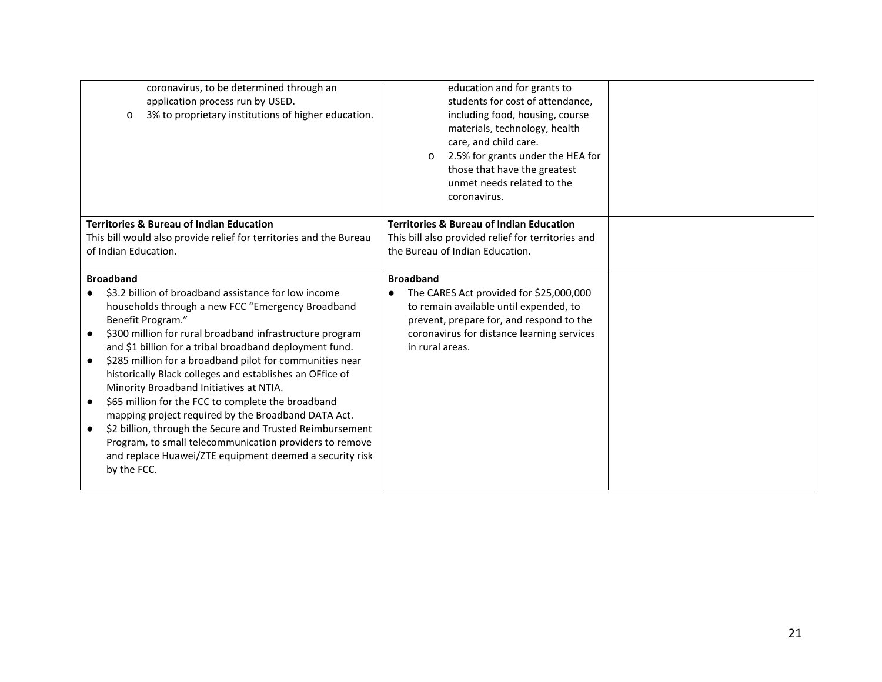| | | |
|---|---|---|
| coronavirus, to be determined through an application process run by USED.<br>o 3% to proprietary institutions of higher education. | education and for grants to students for cost of attendance, including food, housing, course materials, technology, health care, and child care.<br>o 2.5% for grants under the HEA for those that have the greatest unmet needs related to the coronavirus. | |
| **Territories & Bureau of Indian Education**<br>This bill would also provide relief for territories and the Bureau of Indian Education. | **Territories & Bureau of Indian Education**<br>This bill also provided relief for territories and the Bureau of Indian Education. | |
| **Broadband**<br>● $3.2 billion of broadband assistance for low income households through a new FCC "Emergency Broadband Benefit Program."<br>● $300 million for rural broadband infrastructure program and $1 billion for a tribal broadband deployment fund.<br>● $285 million for a broadband pilot for communities near historically Black colleges and establishes an OFfice of Minority Broadband Initiatives at NTIA.<br>● $65 million for the FCC to complete the broadband mapping project required by the Broadband DATA Act.<br>● $2 billion, through the Secure and Trusted Reimbursement Program, to small telecommunication providers to remove and replace Huawei/ZTE equipment deemed a security risk by the FCC. | **Broadband**<br>● The CARES Act provided for $25,000,000 to remain available until expended, to prevent, prepare for, and respond to the coronavirus for distance learning services in rural areas. | |